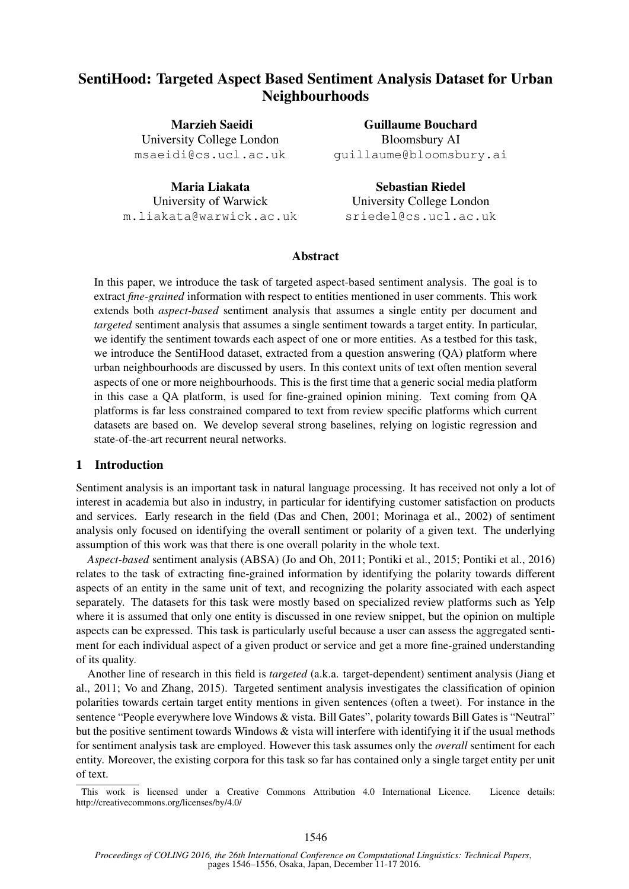# SentiHood: Targeted Aspect Based Sentiment Analysis Dataset for Urban Neighbourhoods

**Marzieh Saeidi**
University College London
msaeidi@cs.ucl.ac.uk

**Guillaume Bouchard**
Bloomsbury AI
guillaume@bloomsbury.ai

**Maria Liakata**
University of Warwick
m.liakata@warwick.ac.uk

**Sebastian Riedel**
University College London
sriedel@cs.ucl.ac.uk

## Abstract

In this paper, we introduce the task of targeted aspect-based sentiment analysis. The goal is to extract *fine-grained* information with respect to entities mentioned in user comments. This work extends both *aspect-based* sentiment analysis that assumes a single entity per document and *targeted* sentiment analysis that assumes a single sentiment towards a target entity. In particular, we identify the sentiment towards each aspect of one or more entities. As a testbed for this task, we introduce the SentiHood dataset, extracted from a question answering (QA) platform where urban neighbourhoods are discussed by users. In this context units of text often mention several aspects of one or more neighbourhoods. This is the first time that a generic social media platform in this case a QA platform, is used for fine-grained opinion mining. Text coming from QA platforms is far less constrained compared to text from review specific platforms which current datasets are based on. We develop several strong baselines, relying on logistic regression and state-of-the-art recurrent neural networks.

## 1 Introduction

Sentiment analysis is an important task in natural language processing. It has received not only a lot of interest in academia but also in industry, in particular for identifying customer satisfaction on products and services. Early research in the field (Das and Chen, 2001; Morinaga et al., 2002) of sentiment analysis only focused on identifying the overall sentiment or polarity of a given text. The underlying assumption of this work was that there is one overall polarity in the whole text.

*Aspect-based* sentiment analysis (ABSA) (Jo and Oh, 2011; Pontiki et al., 2015; Pontiki et al., 2016) relates to the task of extracting fine-grained information by identifying the polarity towards different aspects of an entity in the same unit of text, and recognizing the polarity associated with each aspect separately. The datasets for this task were mostly based on specialized review platforms such as Yelp where it is assumed that only one entity is discussed in one review snippet, but the opinion on multiple aspects can be expressed. This task is particularly useful because a user can assess the aggregated sentiment for each individual aspect of a given product or service and get a more fine-grained understanding of its quality.

Another line of research in this field is *targeted* (a.k.a. target-dependent) sentiment analysis (Jiang et al., 2011; Vo and Zhang, 2015). Targeted sentiment analysis investigates the classification of opinion polarities towards certain target entity mentions in given sentences (often a tweet). For instance in the sentence "People everywhere love Windows & vista. Bill Gates", polarity towards Bill Gates is "Neutral" but the positive sentiment towards Windows & vista will interfere with identifying it if the usual methods for sentiment analysis task are employed. However this task assumes only the *overall* sentiment for each entity. Moreover, the existing corpora for this task so far has contained only a single target entity per unit of text.

This work is licensed under a Creative Commons Attribution 4.0 International Licence. Licence details: http://creativecommons.org/licenses/by/4.0/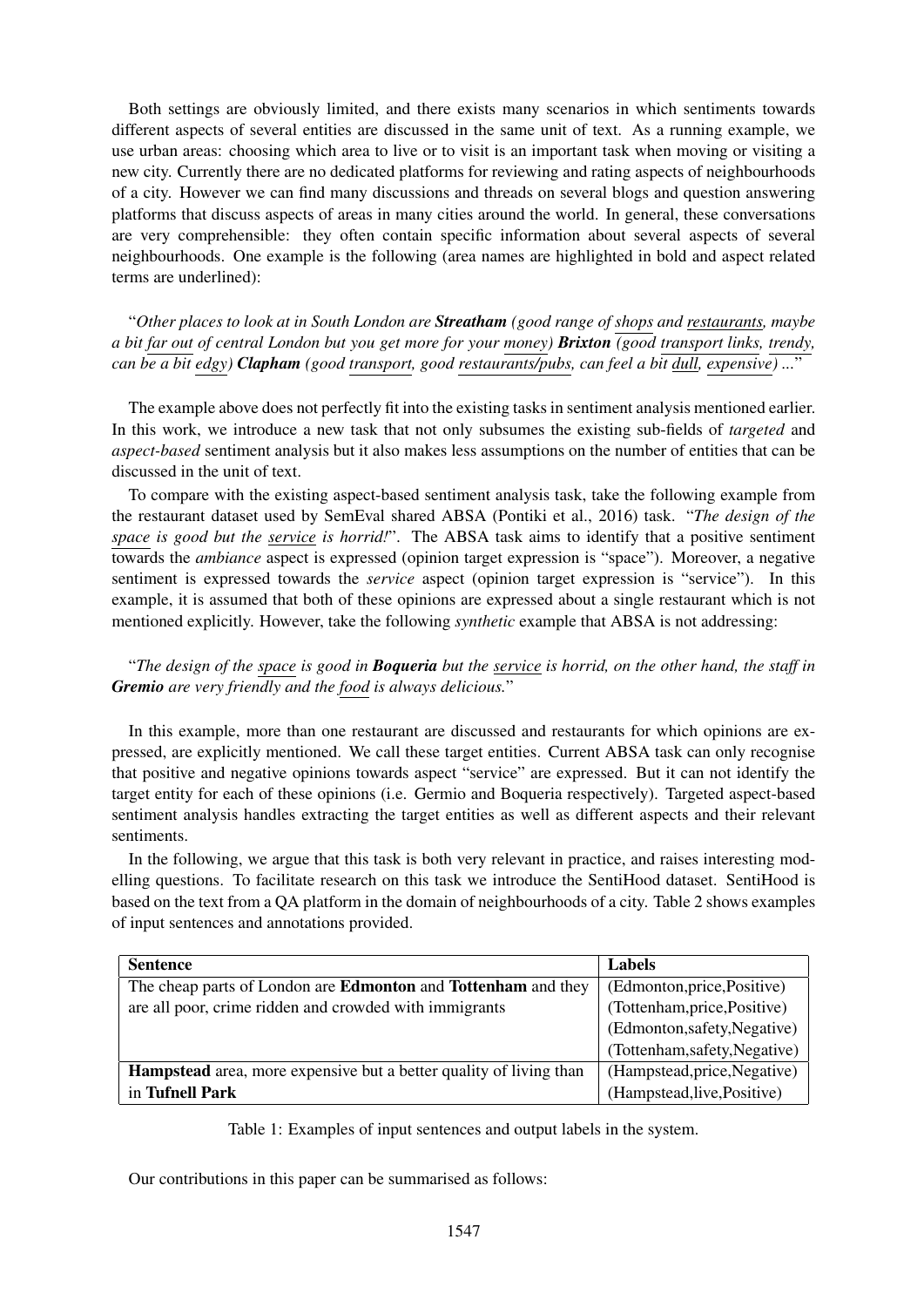Both settings are obviously limited, and there exists many scenarios in which sentiments towards different aspects of several entities are discussed in the same unit of text. As a running example, we use urban areas: choosing which area to live or to visit is an important task when moving or visiting a new city. Currently there are no dedicated platforms for reviewing and rating aspects of neighbourhoods of a city. However we can find many discussions and threads on several blogs and question answering platforms that discuss aspects of areas in many cities around the world. In general, these conversations are very comprehensible: they often contain specific information about several aspects of several neighbourhoods. One example is the following (area names are highlighted in bold and aspect related terms are underlined):

"*Other places to look at in South London are* ***Streatham*** *(good range of* <u>*shops*</u> *and* <u>*restaurants*</u>*, maybe a bit* <u>*far out*</u> *of central London but you get more for your* <u>*money*</u>*)* ***Brixton*** *(good* <u>*transport links*</u>*,* <u>*trendy*</u>*, can be a bit* <u>*edgy*</u>*)* ***Clapham*** *(good* <u>*transport*</u>*, good* <u>*restaurants/pubs*</u>*, can feel a bit* <u>*dull*</u>*,* <u>*expensive*</u>*) ...*"

The example above does not perfectly fit into the existing tasks in sentiment analysis mentioned earlier. In this work, we introduce a new task that not only subsumes the existing sub-fields of *targeted* and *aspect-based* sentiment analysis but it also makes less assumptions on the number of entities that can be discussed in the unit of text.

To compare with the existing aspect-based sentiment analysis task, take the following example from the restaurant dataset used by SemEval shared ABSA (Pontiki et al., 2016) task. "*The design of the* <u>*space*</u> *is good but the* <u>*service*</u> *is horrid!*". The ABSA task aims to identify that a positive sentiment towards the *ambiance* aspect is expressed (opinion target expression is "space"). Moreover, a negative sentiment is expressed towards the *service* aspect (opinion target expression is "service"). In this example, it is assumed that both of these opinions are expressed about a single restaurant which is not mentioned explicitly. However, take the following *synthetic* example that ABSA is not addressing:

"*The design of the* <u>*space*</u> *is good in* ***Boqueria*** *but the* <u>*service*</u> *is horrid, on the other hand, the staff in* ***Gremio*** *are very friendly and the* <u>*food*</u> *is always delicious.*"

In this example, more than one restaurant are discussed and restaurants for which opinions are expressed, are explicitly mentioned. We call these target entities. Current ABSA task can only recognise that positive and negative opinions towards aspect "service" are expressed. But it can not identify the target entity for each of these opinions (i.e. Germio and Boqueria respectively). Targeted aspect-based sentiment analysis handles extracting the target entities as well as different aspects and their relevant sentiments.

In the following, we argue that this task is both very relevant in practice, and raises interesting modelling questions. To facilitate research on this task we introduce the SentiHood dataset. SentiHood is based on the text from a QA platform in the domain of neighbourhoods of a city. Table 2 shows examples of input sentences and annotations provided.

| Sentence | Labels |
|---|---|
| The cheap parts of London are **Edmonton** and **Tottenham** and they are all poor, crime ridden and crowded with immigrants | (Edmonton,price,Positive)<br>(Tottenham,price,Positive)<br>(Edmonton,safety,Negative)<br>(Tottenham,safety,Negative) |
| **Hampstead** area, more expensive but a better quality of living than in **Tufnell Park** | (Hampstead,price,Negative)<br>(Hampstead,live,Positive) |

Table 1: Examples of input sentences and output labels in the system.

Our contributions in this paper can be summarised as follows: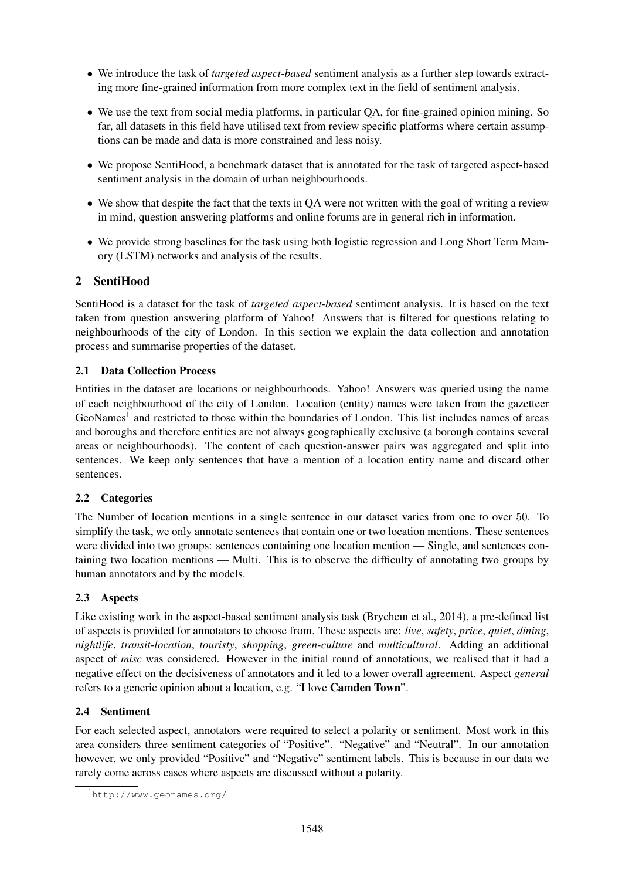- We introduce the task of *targeted aspect-based* sentiment analysis as a further step towards extracting more fine-grained information from more complex text in the field of sentiment analysis.
- We use the text from social media platforms, in particular QA, for fine-grained opinion mining. So far, all datasets in this field have utilised text from review specific platforms where certain assumptions can be made and data is more constrained and less noisy.
- We propose SentiHood, a benchmark dataset that is annotated for the task of targeted aspect-based sentiment analysis in the domain of urban neighbourhoods.
- We show that despite the fact that the texts in QA were not written with the goal of writing a review in mind, question answering platforms and online forums are in general rich in information.
- We provide strong baselines for the task using both logistic regression and Long Short Term Memory (LSTM) networks and analysis of the results.

## 2 SentiHood

SentiHood is a dataset for the task of *targeted aspect-based* sentiment analysis. It is based on the text taken from question answering platform of Yahoo! Answers that is filtered for questions relating to neighbourhoods of the city of London. In this section we explain the data collection and annotation process and summarise properties of the dataset.

### 2.1 Data Collection Process

Entities in the dataset are locations or neighbourhoods. Yahoo! Answers was queried using the name of each neighbourhood of the city of London. Location (entity) names were taken from the gazetteer GeoNames[1] and restricted to those within the boundaries of London. This list includes names of areas and boroughs and therefore entities are not always geographically exclusive (a borough contains several areas or neighbourhoods). The content of each question-answer pairs was aggregated and split into sentences. We keep only sentences that have a mention of a location entity name and discard other sentences.

### 2.2 Categories

The Number of location mentions in a single sentence in our dataset varies from one to over 50. To simplify the task, we only annotate sentences that contain one or two location mentions. These sentences were divided into two groups: sentences containing one location mention — Single, and sentences containing two location mentions — Multi. This is to observe the difficulty of annotating two groups by human annotators and by the models.

### 2.3 Aspects

Like existing work in the aspect-based sentiment analysis task (Brychcın et al., 2014), a pre-defined list of aspects is provided for annotators to choose from. These aspects are: *live*, *safety*, *price*, *quiet*, *dining*, *nightlife*, *transit-location*, *touristy*, *shopping*, *green-culture* and *multicultural*. Adding an additional aspect of *misc* was considered. However in the initial round of annotations, we realised that it had a negative effect on the decisiveness of annotators and it led to a lower overall agreement. Aspect *general* refers to a generic opinion about a location, e.g. "I love **Camden Town**".

### 2.4 Sentiment

For each selected aspect, annotators were required to select a polarity or sentiment. Most work in this area considers three sentiment categories of "Positive". "Negative" and "Neutral". In our annotation however, we only provided "Positive" and "Negative" sentiment labels. This is because in our data we rarely come across cases where aspects are discussed without a polarity.

[1] http://www.geonames.org/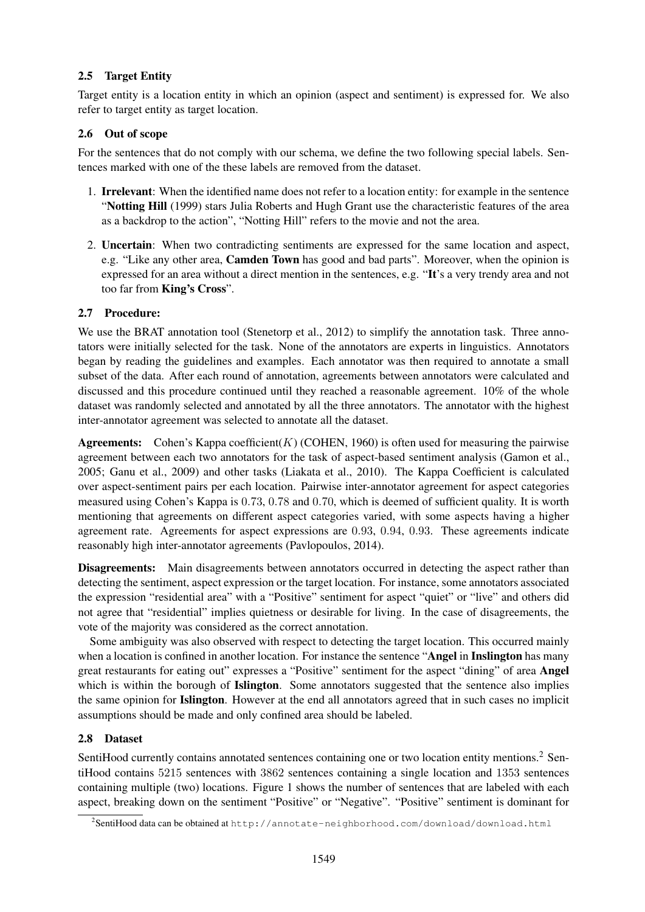### 2.5 Target Entity

Target entity is a location entity in which an opinion (aspect and sentiment) is expressed for. We also refer to target entity as target location.

### 2.6 Out of scope

For the sentences that do not comply with our schema, we define the two following special labels. Sentences marked with one of the these labels are removed from the dataset.

1. **Irrelevant**: When the identified name does not refer to a location entity: for example in the sentence "**Notting Hill** (1999) stars Julia Roberts and Hugh Grant use the characteristic features of the area as a backdrop to the action", "Notting Hill" refers to the movie and not the area.
2. **Uncertain**: When two contradicting sentiments are expressed for the same location and aspect, e.g. "Like any other area, **Camden Town** has good and bad parts". Moreover, when the opinion is expressed for an area without a direct mention in the sentences, e.g. "**It**'s a very trendy area and not too far from **King's Cross**".

### 2.7 Procedure:

We use the BRAT annotation tool (Stenetorp et al., 2012) to simplify the annotation task. Three annotators were initially selected for the task. None of the annotators are experts in linguistics. Annotators began by reading the guidelines and examples. Each annotator was then required to annotate a small subset of the data. After each round of annotation, agreements between annotators were calculated and discussed and this procedure continued until they reached a reasonable agreement. 10% of the whole dataset was randomly selected and annotated by all the three annotators. The annotator with the highest inter-annotator agreement was selected to annotate all the dataset.

**Agreements:** Cohen's Kappa coefficient($K$) (COHEN, 1960) is often used for measuring the pairwise agreement between each two annotators for the task of aspect-based sentiment analysis (Gamon et al., 2005; Ganu et al., 2009) and other tasks (Liakata et al., 2010). The Kappa Coefficient is calculated over aspect-sentiment pairs per each location. Pairwise inter-annotator agreement for aspect categories measured using Cohen's Kappa is $0.73$, $0.78$ and $0.70$, which is deemed of sufficient quality. It is worth mentioning that agreements on different aspect categories varied, with some aspects having a higher agreement rate. Agreements for aspect expressions are $0.93$, $0.94$, $0.93$. These agreements indicate reasonably high inter-annotator agreements (Pavlopoulos, 2014).

**Disagreements:** Main disagreements between annotators occurred in detecting the aspect rather than detecting the sentiment, aspect expression or the target location. For instance, some annotators associated the expression "residential area" with a "Positive" sentiment for aspect "quiet" or "live" and others did not agree that "residential" implies quietness or desirable for living. In the case of disagreements, the vote of the majority was considered as the correct annotation.

Some ambiguity was also observed with respect to detecting the target location. This occurred mainly when a location is confined in another location. For instance the sentence "**Angel** in **Inslington** has many great restaurants for eating out" expresses a "Positive" sentiment for the aspect "dining" of area **Angel** which is within the borough of **Islington**. Some annotators suggested that the sentence also implies the same opinion for **Islington**. However at the end all annotators agreed that in such cases no implicit assumptions should be made and only confined area should be labeled.

### 2.8 Dataset

SentiHood currently contains annotated sentences containing one or two location entity mentions.[2] SentiHood contains $5215$ sentences with $3862$ sentences containing a single location and $1353$ sentences containing multiple (two) locations. Figure 1 shows the number of sentences that are labeled with each aspect, breaking down on the sentiment "Positive" or "Negative". "Positive" sentiment is dominant for

[2] SentiHood data can be obtained at `http://annotate-neighborhood.com/download/download.html`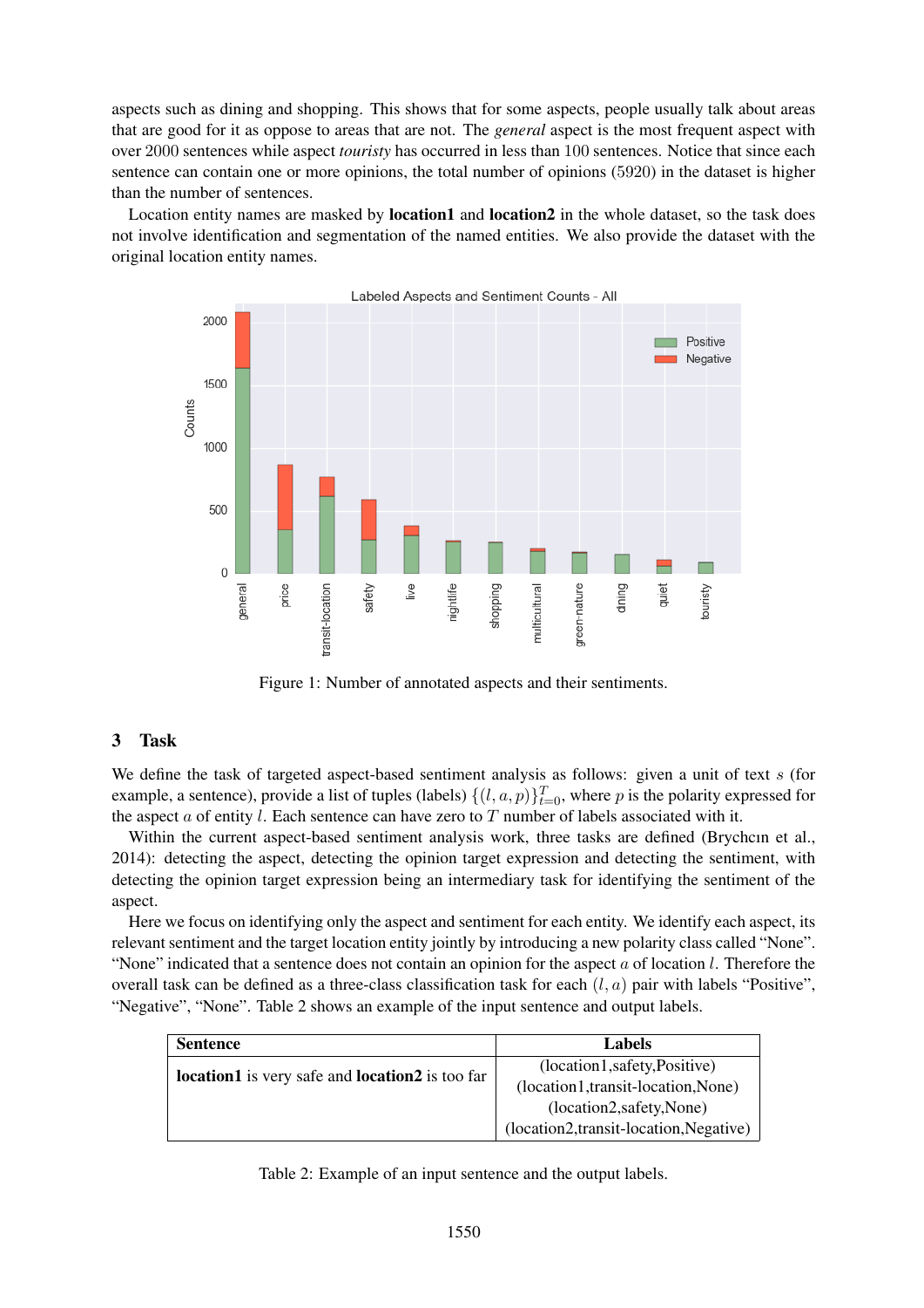aspects such as dining and shopping. This shows that for some aspects, people usually talk about areas that are good for it as oppose to areas that are not. The *general* aspect is the most frequent aspect with over 2000 sentences while aspect *touristy* has occurred in less than 100 sentences. Notice that since each sentence can contain one or more opinions, the total number of opinions (5920) in the dataset is higher than the number of sentences.

Location entity names are masked by **location1** and **location2** in the whole dataset, so the task does not involve identification and segmentation of the named entities. We also provide the dataset with the original location entity names.

Figure 1: Number of annotated aspects and their sentiments.

## 3 Task

We define the task of targeted aspect-based sentiment analysis as follows: given a unit of text $s$ (for example, a sentence), provide a list of tuples (labels) $\{(l, a, p)\}_{t=0}^{T}$, where $p$ is the polarity expressed for the aspect $a$ of entity $l$. Each sentence can have zero to $T$ number of labels associated with it.

Within the current aspect-based sentiment analysis work, three tasks are defined (Brychcın et al., 2014): detecting the aspect, detecting the opinion target expression and detecting the sentiment, with detecting the opinion target expression being an intermediary task for identifying the sentiment of the aspect.

Here we focus on identifying only the aspect and sentiment for each entity. We identify each aspect, its relevant sentiment and the target location entity jointly by introducing a new polarity class called "None". "None" indicated that a sentence does not contain an opinion for the aspect $a$ of location $l$. Therefore the overall task can be defined as a three-class classification task for each $(l, a)$ pair with labels "Positive", "Negative", "None". Table 2 shows an example of the input sentence and output labels.

| Sentence | Labels |
|---|---|
| **location1** is very safe and **location2** is too far | (location1,safety,Positive)<br>(location1,transit-location,None)<br>(location2,safety,None)<br>(location2,transit-location,Negative) |

Table 2: Example of an input sentence and the output labels.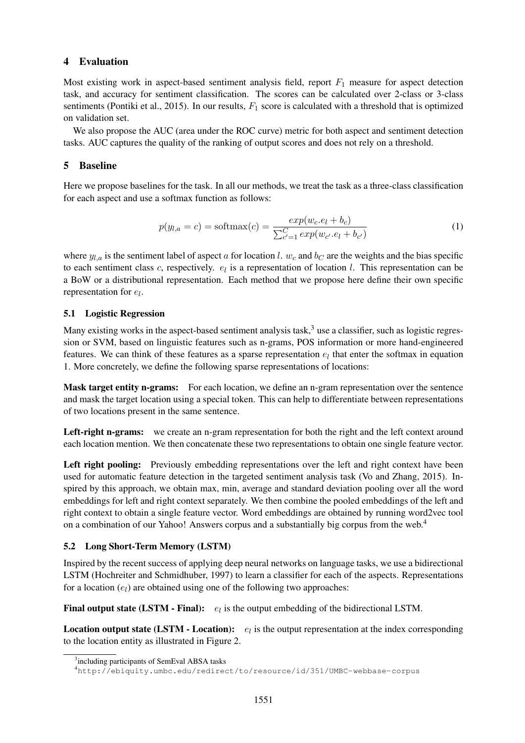## 4 Evaluation

Most existing work in aspect-based sentiment analysis field, report $F_1$ measure for aspect detection task, and accuracy for sentiment classification. The scores can be calculated over 2-class or 3-class sentiments (Pontiki et al., 2015). In our results, $F_1$ score is calculated with a threshold that is optimized on validation set.

We also propose the AUC (area under the ROC curve) metric for both aspect and sentiment detection tasks. AUC captures the quality of the ranking of output scores and does not rely on a threshold.

## 5 Baseline

Here we propose baselines for the task. In all our methods, we treat the task as a three-class classification for each aspect and use a softmax function as follows:

$$p(y_{l,a} = c) = \text{softmax}(c) = \frac{exp(w_c.e_l + b_c)}{\sum_{c'=1}^{C} exp(w_{c'}.e_l + b_{c'})} \tag{1}$$

where $y_{l,a}$ is the sentiment label of aspect $a$ for location $l$. $w_c$ and $b_C$ are the weights and the bias specific to each sentiment class $c$, respectively. $e_l$ is a representation of location $l$. This representation can be a BoW or a distributional representation. Each method that we propose here define their own specific representation for $e_l$.

### 5.1 Logistic Regression

Many existing works in the aspect-based sentiment analysis task,[3] use a classifier, such as logistic regression or SVM, based on linguistic features such as n-grams, POS information or more hand-engineered features. We can think of these features as a sparse representation $e_l$ that enter the softmax in equation 1. More concretely, we define the following sparse representations of locations:

**Mask target entity n-grams:** For each location, we define an n-gram representation over the sentence and mask the target location using a special token. This can help to differentiate between representations of two locations present in the same sentence.

**Left-right n-grams:** we create an n-gram representation for both the right and the left context around each location mention. We then concatenate these two representations to obtain one single feature vector.

**Left right pooling:** Previously embedding representations over the left and right context have been used for automatic feature detection in the targeted sentiment analysis task (Vo and Zhang, 2015). Inspired by this approach, we obtain max, min, average and standard deviation pooling over all the word embeddings for left and right context separately. We then combine the pooled embeddings of the left and right context to obtain a single feature vector. Word embeddings are obtained by running word2vec tool on a combination of our Yahoo! Answers corpus and a substantially big corpus from the web.[4]

### 5.2 Long Short-Term Memory (LSTM)

Inspired by the recent success of applying deep neural networks on language tasks, we use a bidirectional LSTM (Hochreiter and Schmidhuber, 1997) to learn a classifier for each of the aspects. Representations for a location ($e_l$) are obtained using one of the following two approaches:

**Final output state (LSTM - Final):** $e_l$ is the output embedding of the bidirectional LSTM.

**Location output state (LSTM - Location):** $e_l$ is the output representation at the index corresponding to the location entity as illustrated in Figure 2.

[3] including participants of SemEval ABSA tasks

[4] http://ebiquity.umbc.edu/redirect/to/resource/id/351/UMBC-webbase-corpus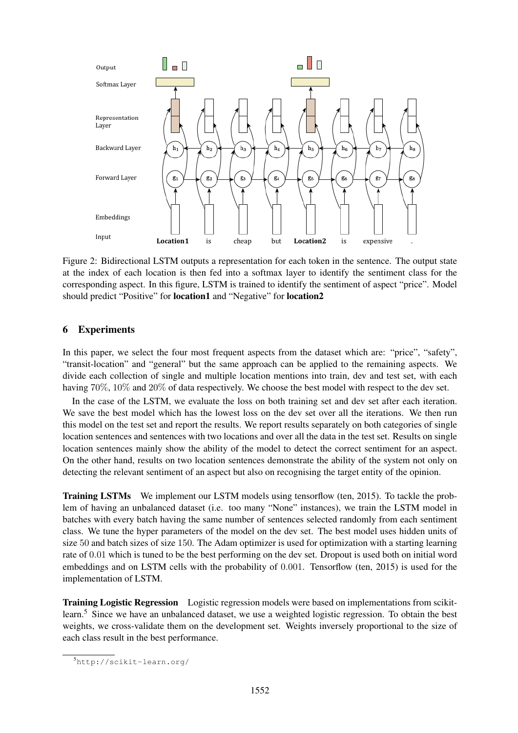Figure 2: Bidirectional LSTM outputs a representation for each token in the sentence. The output state at the index of each location is then fed into a softmax layer to identify the sentiment class for the corresponding aspect. In this figure, LSTM is trained to identify the sentiment of aspect "price". Model should predict "Positive" for **location1** and "Negative" for **location2**

## 6 Experiments

In this paper, we select the four most frequent aspects from the dataset which are: "price", "safety", "transit-location" and "general" but the same approach can be applied to the remaining aspects. We divide each collection of single and multiple location mentions into train, dev and test set, with each having 70%, 10% and 20% of data respectively. We choose the best model with respect to the dev set.

In the case of the LSTM, we evaluate the loss on both training set and dev set after each iteration. We save the best model which has the lowest loss on the dev set over all the iterations. We then run this model on the test set and report the results. We report results separately on both categories of single location sentences and sentences with two locations and over all the data in the test set. Results on single location sentences mainly show the ability of the model to detect the correct sentiment for an aspect. On the other hand, results on two location sentences demonstrate the ability of the system not only on detecting the relevant sentiment of an aspect but also on recognising the target entity of the opinion.

**Training LSTMs** We implement our LSTM models using tensorflow (ten, 2015). To tackle the problem of having an unbalanced dataset (i.e. too many "None" instances), we train the LSTM model in batches with every batch having the same number of sentences selected randomly from each sentiment class. We tune the hyper parameters of the model on the dev set. The best model uses hidden units of size 50 and batch sizes of size 150. The Adam optimizer is used for optimization with a starting learning rate of 0.01 which is tuned to be the best performing on the dev set. Dropout is used both on initial word embeddings and on LSTM cells with the probability of 0.001. Tensorflow (ten, 2015) is used for the implementation of LSTM.

**Training Logistic Regression** Logistic regression models were based on implementations from scikit-learn.[5] Since we have an unbalanced dataset, we use a weighted logistic regression. To obtain the best weights, we cross-validate them on the development set. Weights inversely proportional to the size of each class result in the best performance.

[5] http://scikit-learn.org/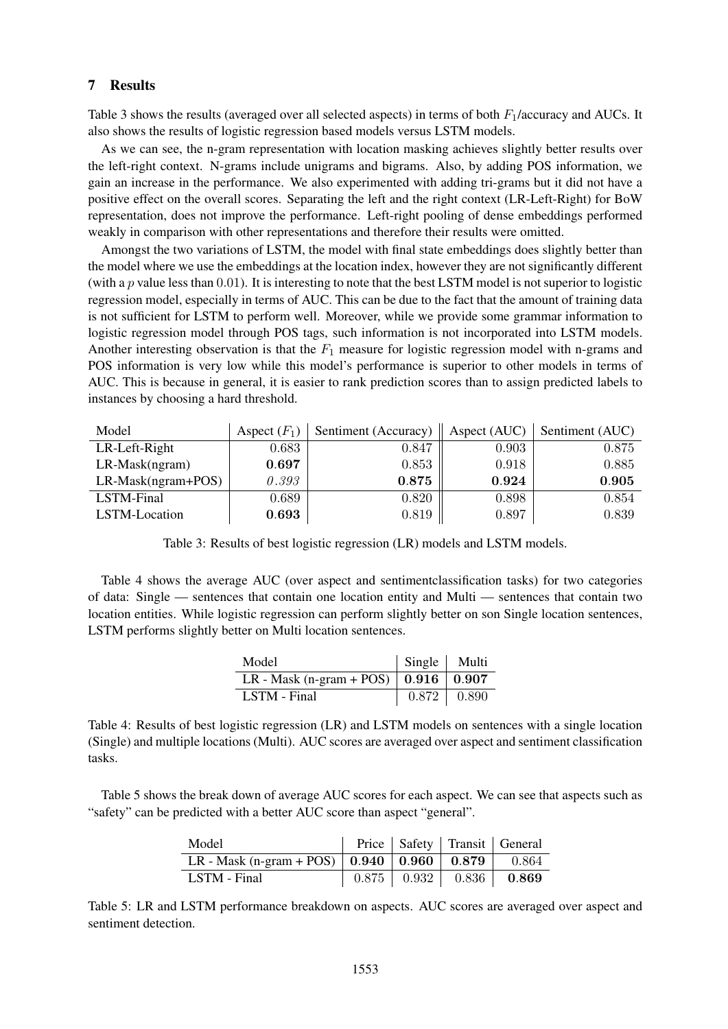## 7 Results

Table 3 shows the results (averaged over all selected aspects) in terms of both $F_1$/accuracy and AUCs. It also shows the results of logistic regression based models versus LSTM models.

As we can see, the n-gram representation with location masking achieves slightly better results over the left-right context. N-grams include unigrams and bigrams. Also, by adding POS information, we gain an increase in the performance. We also experimented with adding tri-grams but it did not have a positive effect on the overall scores. Separating the left and the right context (LR-Left-Right) for BoW representation, does not improve the performance. Left-right pooling of dense embeddings performed weakly in comparison with other representations and therefore their results were omitted.

Amongst the two variations of LSTM, the model with final state embeddings does slightly better than the model where we use the embeddings at the location index, however they are not significantly different (with a $p$ value less than 0.01). It is interesting to note that the best LSTM model is not superior to logistic regression model, especially in terms of AUC. This can be due to the fact that the amount of training data is not sufficient for LSTM to perform well. Moreover, while we provide some grammar information to logistic regression model through POS tags, such information is not incorporated into LSTM models. Another interesting observation is that the $F_1$ measure for logistic regression model with n-grams and POS information is very low while this model's performance is superior to other models in terms of AUC. This is because in general, it is easier to rank prediction scores than to assign predicted labels to instances by choosing a hard threshold.

| Model | Aspect ($F_1$) | Sentiment (Accuracy) | Aspect (AUC) | Sentiment (AUC) |
|---|---|---|---|---|
| LR-Left-Right | 0.683 | 0.847 | 0.903 | 0.875 |
| LR-Mask(ngram) | **0.697** | 0.853 | 0.918 | 0.885 |
| LR-Mask(ngram+POS) | *0.393* | **0.875** | **0.924** | **0.905** |
| LSTM-Final | 0.689 | 0.820 | 0.898 | 0.854 |
| LSTM-Location | **0.693** | 0.819 | 0.897 | 0.839 |

Table 3: Results of best logistic regression (LR) models and LSTM models.

Table 4 shows the average AUC (over aspect and sentimentclassification tasks) for two categories of data: Single — sentences that contain one location entity and Multi — sentences that contain two location entities. While logistic regression can perform slightly better on son Single location sentences, LSTM performs slightly better on Multi location sentences.

| Model | Single | Multi |
|---|---|---|
| LR - Mask (n-gram + POS) | **0.916** | **0.907** |
| LSTM - Final | 0.872 | 0.890 |

Table 4: Results of best logistic regression (LR) and LSTM models on sentences with a single location (Single) and multiple locations (Multi). AUC scores are averaged over aspect and sentiment classification tasks.

Table 5 shows the break down of average AUC scores for each aspect. We can see that aspects such as "safety" can be predicted with a better AUC score than aspect "general".

| Model | Price | Safety | Transit | General |
|---|---|---|---|---|
| LR - Mask (n-gram + POS) | **0.940** | **0.960** | **0.879** | 0.864 |
| LSTM - Final | 0.875 | 0.932 | 0.836 | **0.869** |

Table 5: LR and LSTM performance breakdown on aspects. AUC scores are averaged over aspect and sentiment detection.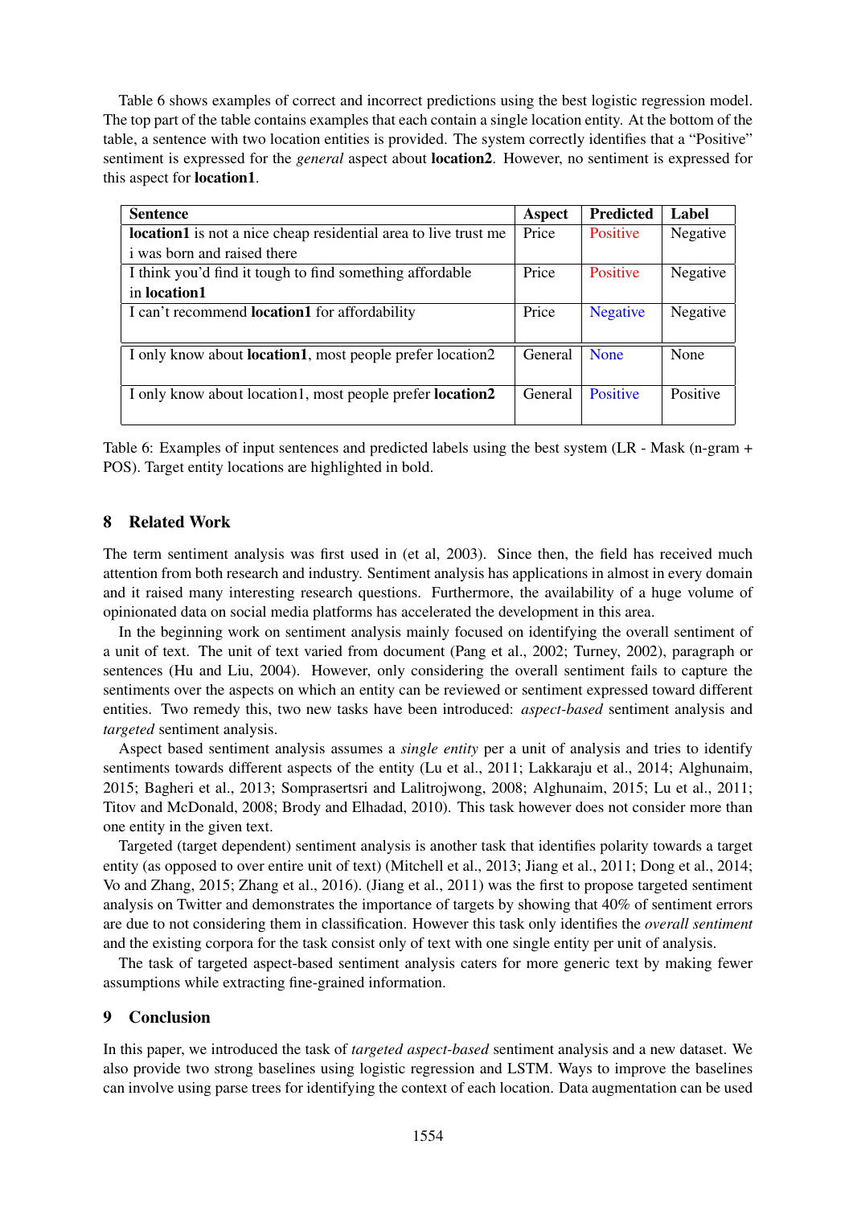Table 6 shows examples of correct and incorrect predictions using the best logistic regression model. The top part of the table contains examples that each contain a single location entity. At the bottom of the table, a sentence with two location entities is provided. The system correctly identifies that a "Positive" sentiment is expressed for the *general* aspect about **location2**. However, no sentiment is expressed for this aspect for **location1**.

| Sentence | Aspect | Predicted | Label |
|---|---|---|---|
| **location1** is not a nice cheap residential area to live trust me i was born and raised there | Price | Positive | Negative |
| I think you'd find it tough to find something affordable in **location1** | Price | Positive | Negative |
| I can't recommend **location1** for affordability | Price | Negative | Negative |
| I only know about **location1**, most people prefer location2 | General | None | None |
| I only know about location1, most people prefer **location2** | General | Positive | Positive |

Table 6: Examples of input sentences and predicted labels using the best system (LR - Mask (n-gram + POS). Target entity locations are highlighted in bold.

## 8 Related Work

The term sentiment analysis was first used in (et al, 2003). Since then, the field has received much attention from both research and industry. Sentiment analysis has applications in almost in every domain and it raised many interesting research questions. Furthermore, the availability of a huge volume of opinionated data on social media platforms has accelerated the development in this area.

In the beginning work on sentiment analysis mainly focused on identifying the overall sentiment of a unit of text. The unit of text varied from document (Pang et al., 2002; Turney, 2002), paragraph or sentences (Hu and Liu, 2004). However, only considering the overall sentiment fails to capture the sentiments over the aspects on which an entity can be reviewed or sentiment expressed toward different entities. Two remedy this, two new tasks have been introduced: *aspect-based* sentiment analysis and *targeted* sentiment analysis.

Aspect based sentiment analysis assumes a *single entity* per a unit of analysis and tries to identify sentiments towards different aspects of the entity (Lu et al., 2011; Lakkaraju et al., 2014; Alghunaim, 2015; Bagheri et al., 2013; Somprasertsri and Lalitrojwong, 2008; Alghunaim, 2015; Lu et al., 2011; Titov and McDonald, 2008; Brody and Elhadad, 2010). This task however does not consider more than one entity in the given text.

Targeted (target dependent) sentiment analysis is another task that identifies polarity towards a target entity (as opposed to over entire unit of text) (Mitchell et al., 2013; Jiang et al., 2011; Dong et al., 2014; Vo and Zhang, 2015; Zhang et al., 2016). (Jiang et al., 2011) was the first to propose targeted sentiment analysis on Twitter and demonstrates the importance of targets by showing that 40% of sentiment errors are due to not considering them in classification. However this task only identifies the *overall sentiment* and the existing corpora for the task consist only of text with one single entity per unit of analysis.

The task of targeted aspect-based sentiment analysis caters for more generic text by making fewer assumptions while extracting fine-grained information.

## 9 Conclusion

In this paper, we introduced the task of *targeted aspect-based* sentiment analysis and a new dataset. We also provide two strong baselines using logistic regression and LSTM. Ways to improve the baselines can involve using parse trees for identifying the context of each location. Data augmentation can be used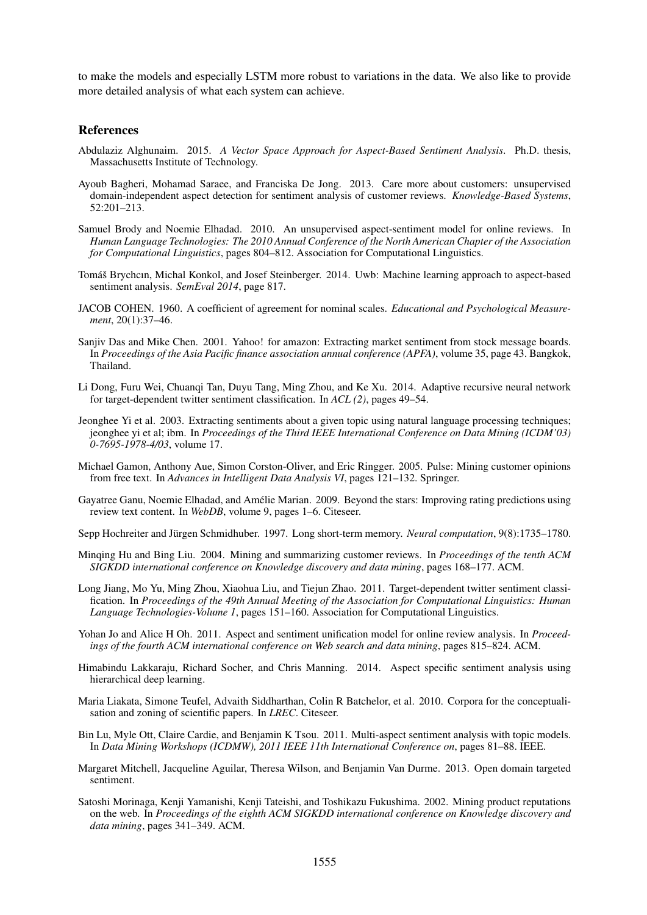to make the models and especially LSTM more robust to variations in the data. We also like to provide more detailed analysis of what each system can achieve.

## References

Abdulaziz Alghunaim. 2015. *A Vector Space Approach for Aspect-Based Sentiment Analysis*. Ph.D. thesis, Massachusetts Institute of Technology.

Ayoub Bagheri, Mohamad Saraee, and Franciska De Jong. 2013. Care more about customers: unsupervised domain-independent aspect detection for sentiment analysis of customer reviews. *Knowledge-Based Systems*, 52:201–213.

Samuel Brody and Noemie Elhadad. 2010. An unsupervised aspect-sentiment model for online reviews. In *Human Language Technologies: The 2010 Annual Conference of the North American Chapter of the Association for Computational Linguistics*, pages 804–812. Association for Computational Linguistics.

Tomáš Brychcın, Michal Konkol, and Josef Steinberger. 2014. Uwb: Machine learning approach to aspect-based sentiment analysis. *SemEval 2014*, page 817.

JACOB COHEN. 1960. A coefficient of agreement for nominal scales. *Educational and Psychological Measurement*, 20(1):37–46.

Sanjiv Das and Mike Chen. 2001. Yahoo! for amazon: Extracting market sentiment from stock message boards. In *Proceedings of the Asia Pacific finance association annual conference (APFA)*, volume 35, page 43. Bangkok, Thailand.

Li Dong, Furu Wei, Chuanqi Tan, Duyu Tang, Ming Zhou, and Ke Xu. 2014. Adaptive recursive neural network for target-dependent twitter sentiment classification. In *ACL (2)*, pages 49–54.

Jeonghee Yi et al. 2003. Extracting sentiments about a given topic using natural language processing techniques; jeonghee yi et al; ibm. In *Proceedings of the Third IEEE International Conference on Data Mining (ICDM'03) 0-7695-1978-4/03*, volume 17.

Michael Gamon, Anthony Aue, Simon Corston-Oliver, and Eric Ringger. 2005. Pulse: Mining customer opinions from free text. In *Advances in Intelligent Data Analysis VI*, pages 121–132. Springer.

Gayatree Ganu, Noemie Elhadad, and Amélie Marian. 2009. Beyond the stars: Improving rating predictions using review text content. In *WebDB*, volume 9, pages 1–6. Citeseer.

Sepp Hochreiter and Jürgen Schmidhuber. 1997. Long short-term memory. *Neural computation*, 9(8):1735–1780.

Minqing Hu and Bing Liu. 2004. Mining and summarizing customer reviews. In *Proceedings of the tenth ACM SIGKDD international conference on Knowledge discovery and data mining*, pages 168–177. ACM.

Long Jiang, Mo Yu, Ming Zhou, Xiaohua Liu, and Tiejun Zhao. 2011. Target-dependent twitter sentiment classification. In *Proceedings of the 49th Annual Meeting of the Association for Computational Linguistics: Human Language Technologies-Volume 1*, pages 151–160. Association for Computational Linguistics.

Yohan Jo and Alice H Oh. 2011. Aspect and sentiment unification model for online review analysis. In *Proceedings of the fourth ACM international conference on Web search and data mining*, pages 815–824. ACM.

Himabindu Lakkaraju, Richard Socher, and Chris Manning. 2014. Aspect specific sentiment analysis using hierarchical deep learning.

Maria Liakata, Simone Teufel, Advaith Siddharthan, Colin R Batchelor, et al. 2010. Corpora for the conceptualisation and zoning of scientific papers. In *LREC*. Citeseer.

Bin Lu, Myle Ott, Claire Cardie, and Benjamin K Tsou. 2011. Multi-aspect sentiment analysis with topic models. In *Data Mining Workshops (ICDMW), 2011 IEEE 11th International Conference on*, pages 81–88. IEEE.

Margaret Mitchell, Jacqueline Aguilar, Theresa Wilson, and Benjamin Van Durme. 2013. Open domain targeted sentiment.

Satoshi Morinaga, Kenji Yamanishi, Kenji Tateishi, and Toshikazu Fukushima. 2002. Mining product reputations on the web. In *Proceedings of the eighth ACM SIGKDD international conference on Knowledge discovery and data mining*, pages 341–349. ACM.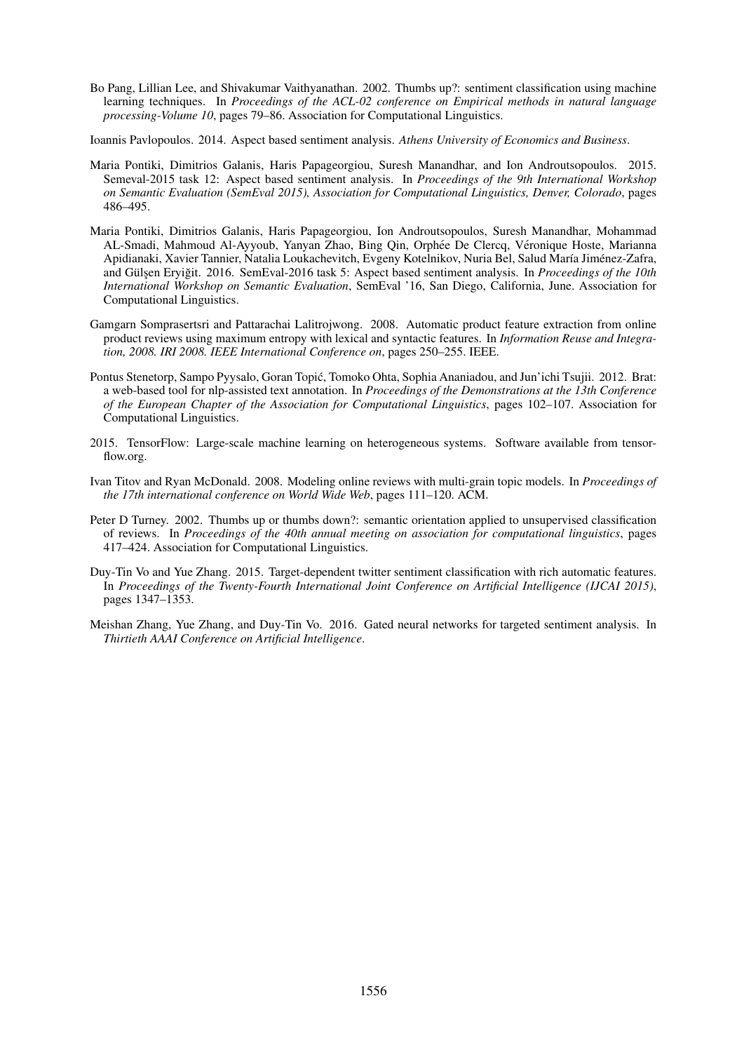Bo Pang, Lillian Lee, and Shivakumar Vaithyanathan. 2002. Thumbs up?: sentiment classification using machine learning techniques. In *Proceedings of the ACL-02 conference on Empirical methods in natural language processing-Volume 10*, pages 79–86. Association for Computational Linguistics.

Ioannis Pavlopoulos. 2014. Aspect based sentiment analysis. *Athens University of Economics and Business*.

Maria Pontiki, Dimitrios Galanis, Haris Papageorgiou, Suresh Manandhar, and Ion Androutsopoulos. 2015. Semeval-2015 task 12: Aspect based sentiment analysis. In *Proceedings of the 9th International Workshop on Semantic Evaluation (SemEval 2015), Association for Computational Linguistics, Denver, Colorado*, pages 486–495.

Maria Pontiki, Dimitrios Galanis, Haris Papageorgiou, Ion Androutsopoulos, Suresh Manandhar, Mohammad AL-Smadi, Mahmoud Al-Ayyoub, Yanyan Zhao, Bing Qin, Orphée De Clercq, Véronique Hoste, Marianna Apidianaki, Xavier Tannier, Natalia Loukachevitch, Evgeny Kotelnikov, Nuria Bel, Salud María Jiménez-Zafra, and Gülşen Eryiğit. 2016. SemEval-2016 task 5: Aspect based sentiment analysis. In *Proceedings of the 10th International Workshop on Semantic Evaluation*, SemEval '16, San Diego, California, June. Association for Computational Linguistics.

Gamgarn Somprasertsri and Pattarachai Lalitrojwong. 2008. Automatic product feature extraction from online product reviews using maximum entropy with lexical and syntactic features. In *Information Reuse and Integration, 2008. IRI 2008. IEEE International Conference on*, pages 250–255. IEEE.

Pontus Stenetorp, Sampo Pyysalo, Goran Topić, Tomoko Ohta, Sophia Ananiadou, and Jun'ichi Tsujii. 2012. Brat: a web-based tool for nlp-assisted text annotation. In *Proceedings of the Demonstrations at the 13th Conference of the European Chapter of the Association for Computational Linguistics*, pages 102–107. Association for Computational Linguistics.

2015. TensorFlow: Large-scale machine learning on heterogeneous systems. Software available from tensorflow.org.

Ivan Titov and Ryan McDonald. 2008. Modeling online reviews with multi-grain topic models. In *Proceedings of the 17th international conference on World Wide Web*, pages 111–120. ACM.

Peter D Turney. 2002. Thumbs up or thumbs down?: semantic orientation applied to unsupervised classification of reviews. In *Proceedings of the 40th annual meeting on association for computational linguistics*, pages 417–424. Association for Computational Linguistics.

Duy-Tin Vo and Yue Zhang. 2015. Target-dependent twitter sentiment classification with rich automatic features. In *Proceedings of the Twenty-Fourth International Joint Conference on Artificial Intelligence (IJCAI 2015)*, pages 1347–1353.

Meishan Zhang, Yue Zhang, and Duy-Tin Vo. 2016. Gated neural networks for targeted sentiment analysis. In *Thirtieth AAAI Conference on Artificial Intelligence*.